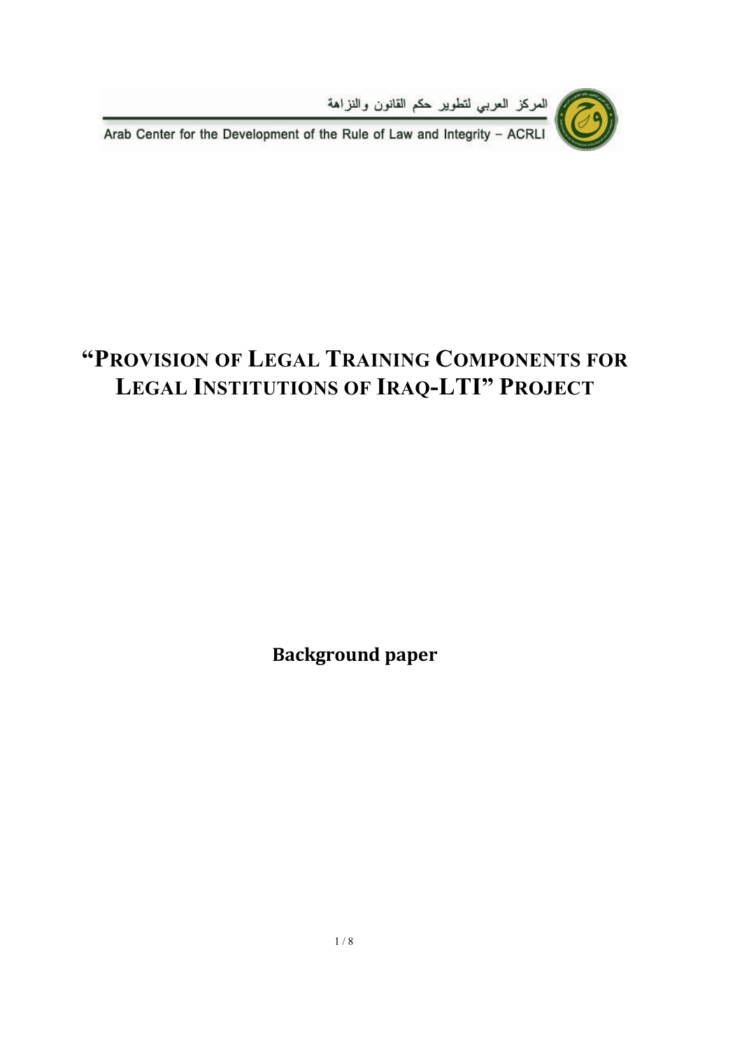المركز العربي لتطوير حكم القانون والنزاهة

Arab Center for the Development of the Rule of Law and Integrity – ACRLI

# "Provision of Legal Training Components for Legal Institutions of Iraq-LTI" Project

**Background paper**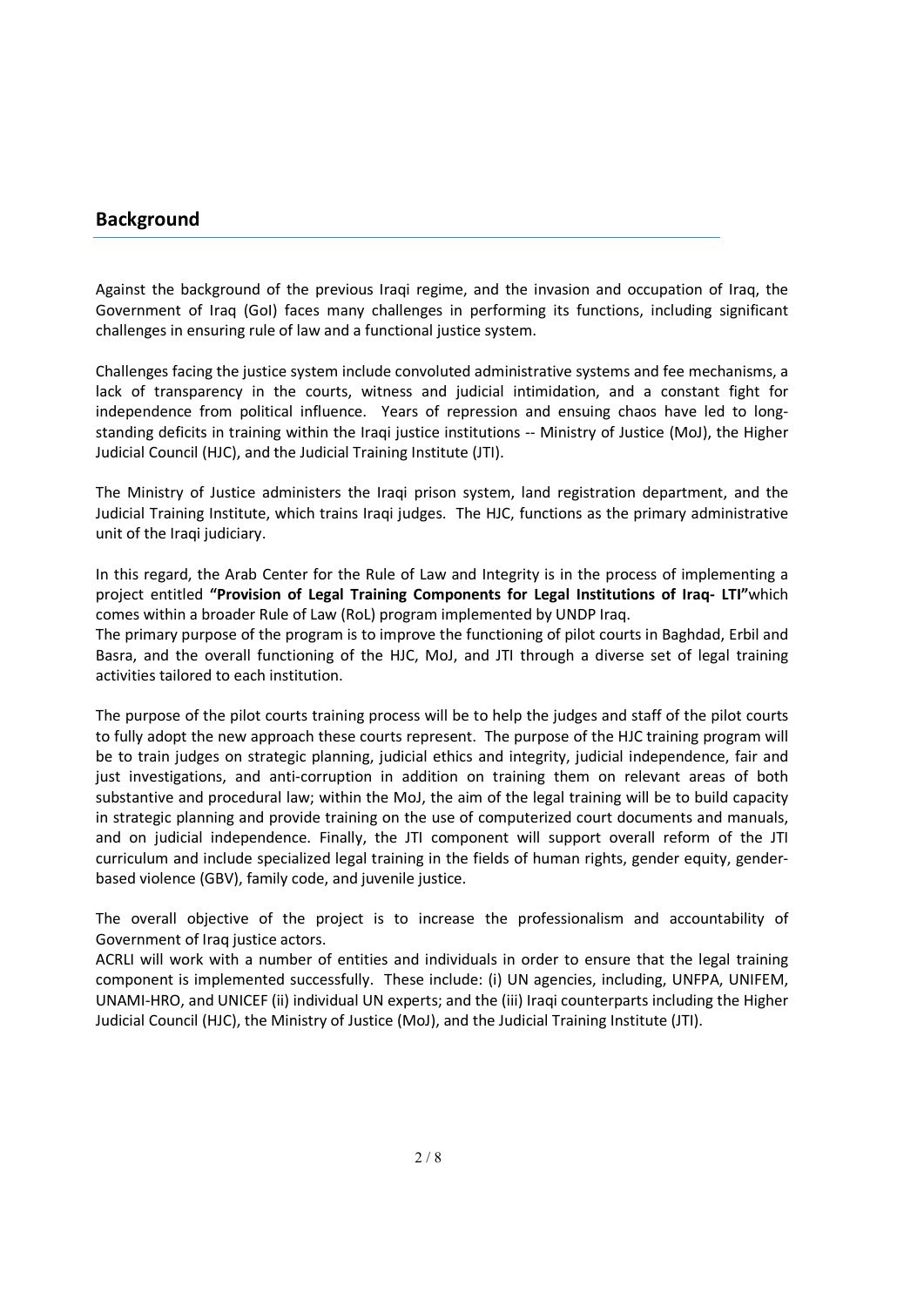## Background

Against the background of the previous Iraqi regime, and the invasion and occupation of Iraq, the Government of Iraq (GoI) faces many challenges in performing its functions, including significant challenges in ensuring rule of law and a functional justice system.

Challenges facing the justice system include convoluted administrative systems and fee mechanisms, a lack of transparency in the courts, witness and judicial intimidation, and a constant fight for independence from political influence. Years of repression and ensuing chaos have led to long-standing deficits in training within the Iraqi justice institutions -- Ministry of Justice (MoJ), the Higher Judicial Council (HJC), and the Judicial Training Institute (JTI).

The Ministry of Justice administers the Iraqi prison system, land registration department, and the Judicial Training Institute, which trains Iraqi judges. The HJC, functions as the primary administrative unit of the Iraqi judiciary.

In this regard, the Arab Center for the Rule of Law and Integrity is in the process of implementing a project entitled **"Provision of Legal Training Components for Legal Institutions of Iraq- LTI"**which comes within a broader Rule of Law (RoL) program implemented by UNDP Iraq.
The primary purpose of the program is to improve the functioning of pilot courts in Baghdad, Erbil and Basra, and the overall functioning of the HJC, MoJ, and JTI through a diverse set of legal training activities tailored to each institution.

The purpose of the pilot courts training process will be to help the judges and staff of the pilot courts to fully adopt the new approach these courts represent. The purpose of the HJC training program will be to train judges on strategic planning, judicial ethics and integrity, judicial independence, fair and just investigations, and anti-corruption in addition on training them on relevant areas of both substantive and procedural law; within the MoJ, the aim of the legal training will be to build capacity in strategic planning and provide training on the use of computerized court documents and manuals, and on judicial independence. Finally, the JTI component will support overall reform of the JTI curriculum and include specialized legal training in the fields of human rights, gender equity, gender-based violence (GBV), family code, and juvenile justice.

The overall objective of the project is to increase the professionalism and accountability of Government of Iraq justice actors.
ACRLI will work with a number of entities and individuals in order to ensure that the legal training component is implemented successfully. These include: (i) UN agencies, including, UNFPA, UNIFEM, UNAMI-HRO, and UNICEF (ii) individual UN experts; and the (iii) Iraqi counterparts including the Higher Judicial Council (HJC), the Ministry of Justice (MoJ), and the Judicial Training Institute (JTI).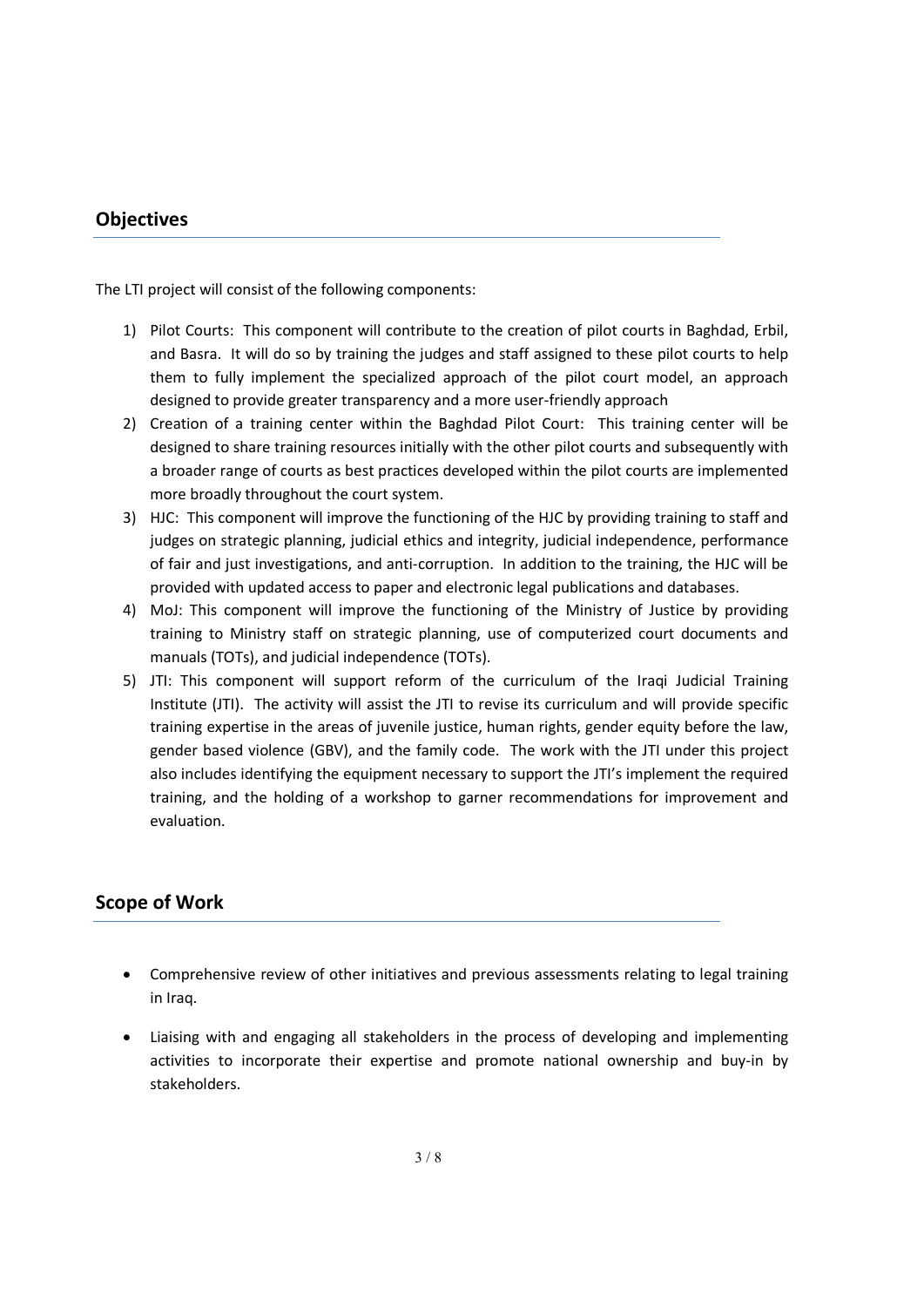## Objectives

The LTI project will consist of the following components:

1) Pilot Courts: This component will contribute to the creation of pilot courts in Baghdad, Erbil, and Basra. It will do so by training the judges and staff assigned to these pilot courts to help them to fully implement the specialized approach of the pilot court model, an approach designed to provide greater transparency and a more user-friendly approach
2) Creation of a training center within the Baghdad Pilot Court: This training center will be designed to share training resources initially with the other pilot courts and subsequently with a broader range of courts as best practices developed within the pilot courts are implemented more broadly throughout the court system.
3) HJC: This component will improve the functioning of the HJC by providing training to staff and judges on strategic planning, judicial ethics and integrity, judicial independence, performance of fair and just investigations, and anti-corruption. In addition to the training, the HJC will be provided with updated access to paper and electronic legal publications and databases.
4) MoJ: This component will improve the functioning of the Ministry of Justice by providing training to Ministry staff on strategic planning, use of computerized court documents and manuals (TOTs), and judicial independence (TOTs).
5) JTI: This component will support reform of the curriculum of the Iraqi Judicial Training Institute (JTI). The activity will assist the JTI to revise its curriculum and will provide specific training expertise in the areas of juvenile justice, human rights, gender equity before the law, gender based violence (GBV), and the family code. The work with the JTI under this project also includes identifying the equipment necessary to support the JTI's implement the required training, and the holding of a workshop to garner recommendations for improvement and evaluation.

## Scope of Work

- Comprehensive review of other initiatives and previous assessments relating to legal training in Iraq.
- Liaising with and engaging all stakeholders in the process of developing and implementing activities to incorporate their expertise and promote national ownership and buy-in by stakeholders.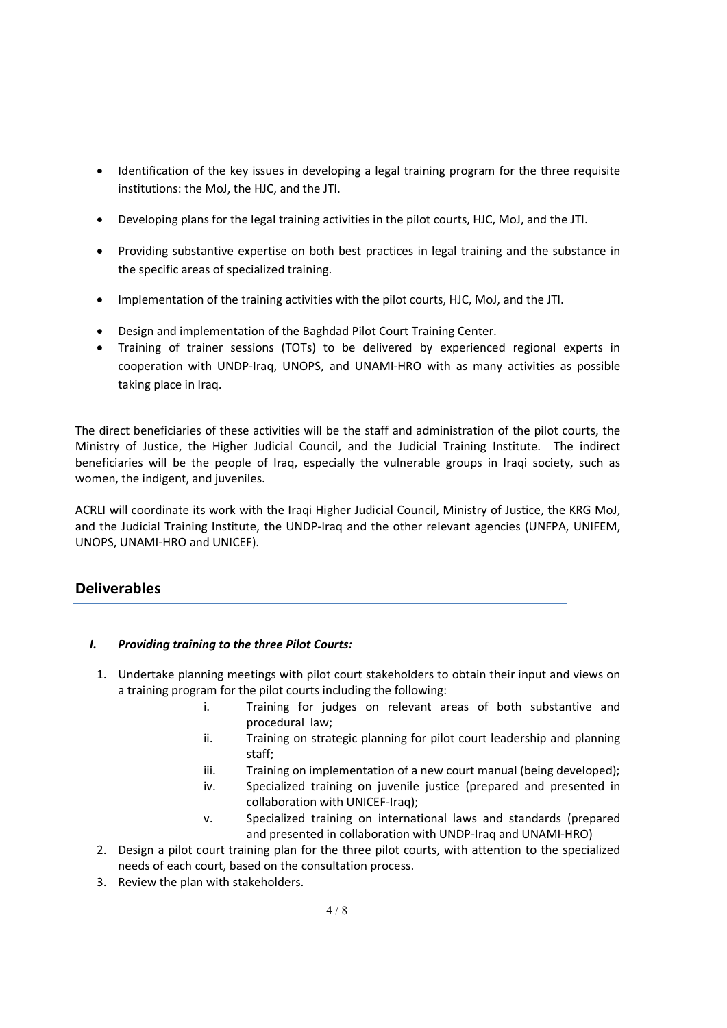- Identification of the key issues in developing a legal training program for the three requisite institutions: the MoJ, the HJC, and the JTI.
- Developing plans for the legal training activities in the pilot courts, HJC, MoJ, and the JTI.
- Providing substantive expertise on both best practices in legal training and the substance in the specific areas of specialized training.
- Implementation of the training activities with the pilot courts, HJC, MoJ, and the JTI.
- Design and implementation of the Baghdad Pilot Court Training Center.
- Training of trainer sessions (TOTs) to be delivered by experienced regional experts in cooperation with UNDP-Iraq, UNOPS, and UNAMI-HRO with as many activities as possible taking place in Iraq.

The direct beneficiaries of these activities will be the staff and administration of the pilot courts, the Ministry of Justice, the Higher Judicial Council, and the Judicial Training Institute. The indirect beneficiaries will be the people of Iraq, especially the vulnerable groups in Iraqi society, such as women, the indigent, and juveniles.

ACRLI will coordinate its work with the Iraqi Higher Judicial Council, Ministry of Justice, the KRG MoJ, and the Judicial Training Institute, the UNDP-Iraq and the other relevant agencies (UNFPA, UNIFEM, UNOPS, UNAMI-HRO and UNICEF).

## Deliverables

***I. Providing training to the three Pilot Courts:***

1. Undertake planning meetings with pilot court stakeholders to obtain their input and views on a training program for the pilot courts including the following:
   i. Training for judges on relevant areas of both substantive and procedural law;
   ii. Training on strategic planning for pilot court leadership and planning staff;
   iii. Training on implementation of a new court manual (being developed);
   iv. Specialized training on juvenile justice (prepared and presented in collaboration with UNICEF-Iraq);
   v. Specialized training on international laws and standards (prepared and presented in collaboration with UNDP-Iraq and UNAMI-HRO)
2. Design a pilot court training plan for the three pilot courts, with attention to the specialized needs of each court, based on the consultation process.
3. Review the plan with stakeholders.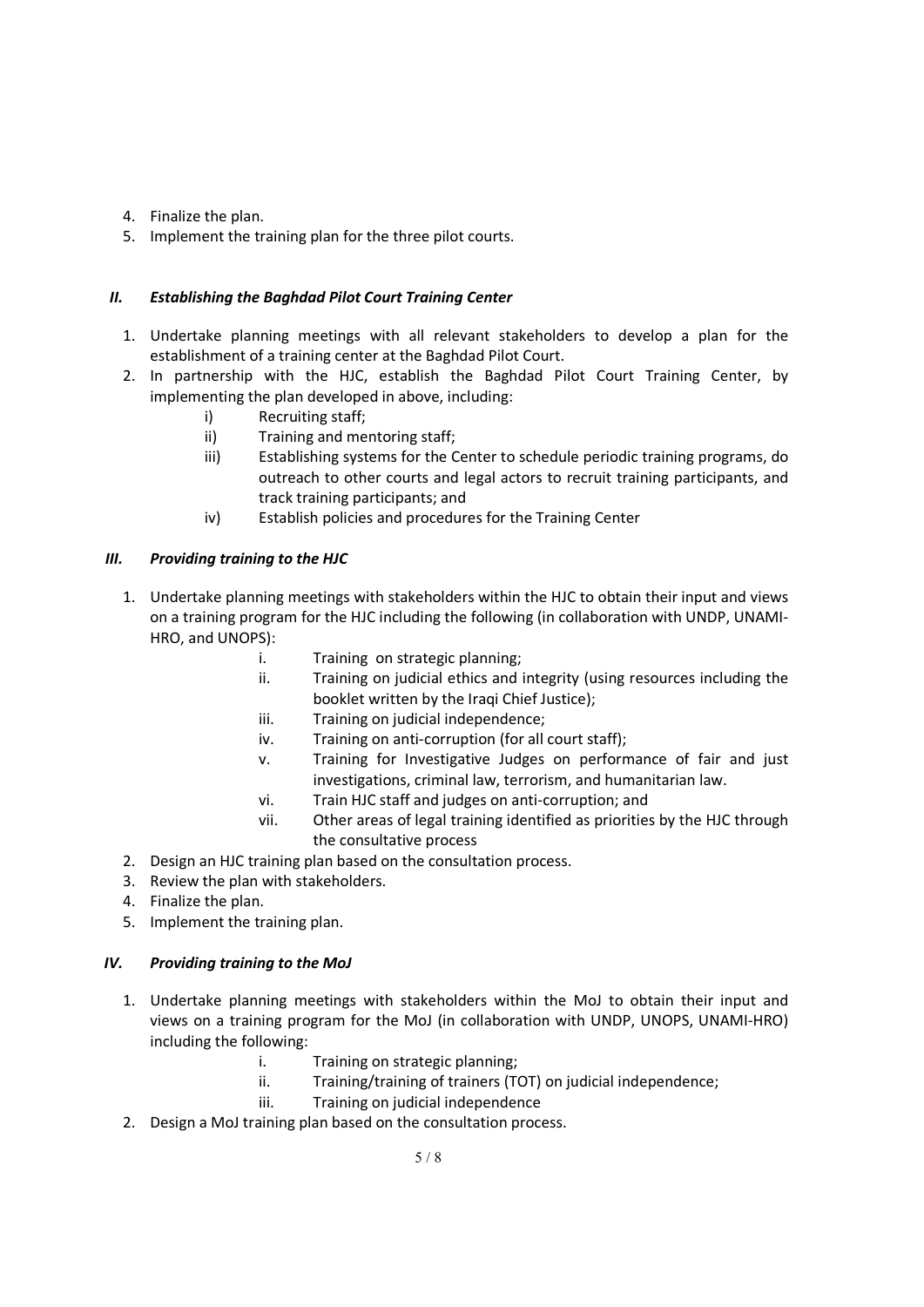4. Finalize the plan.
5. Implement the training plan for the three pilot courts.

### *II. Establishing the Baghdad Pilot Court Training Center*

1. Undertake planning meetings with all relevant stakeholders to develop a plan for the establishment of a training center at the Baghdad Pilot Court.
2. In partnership with the HJC, establish the Baghdad Pilot Court Training Center, by implementing the plan developed in above, including:
   - i) Recruiting staff;
   - ii) Training and mentoring staff;
   - iii) Establishing systems for the Center to schedule periodic training programs, do outreach to other courts and legal actors to recruit training participants, and track training participants; and
   - iv) Establish policies and procedures for the Training Center

### *III. Providing training to the HJC*

1. Undertake planning meetings with stakeholders within the HJC to obtain their input and views on a training program for the HJC including the following (in collaboration with UNDP, UNAMI-HRO, and UNOPS):
   - i. Training on strategic planning;
   - ii. Training on judicial ethics and integrity (using resources including the booklet written by the Iraqi Chief Justice);
   - iii. Training on judicial independence;
   - iv. Training on anti-corruption (for all court staff);
   - v. Training for Investigative Judges on performance of fair and just investigations, criminal law, terrorism, and humanitarian law.
   - vi. Train HJC staff and judges on anti-corruption; and
   - vii. Other areas of legal training identified as priorities by the HJC through the consultative process
2. Design an HJC training plan based on the consultation process.
3. Review the plan with stakeholders.
4. Finalize the plan.
5. Implement the training plan.

### *IV. Providing training to the MoJ*

1. Undertake planning meetings with stakeholders within the MoJ to obtain their input and views on a training program for the MoJ (in collaboration with UNDP, UNOPS, UNAMI-HRO) including the following:
   - i. Training on strategic planning;
   - ii. Training/training of trainers (TOT) on judicial independence;
   - iii. Training on judicial independence
2. Design a MoJ training plan based on the consultation process.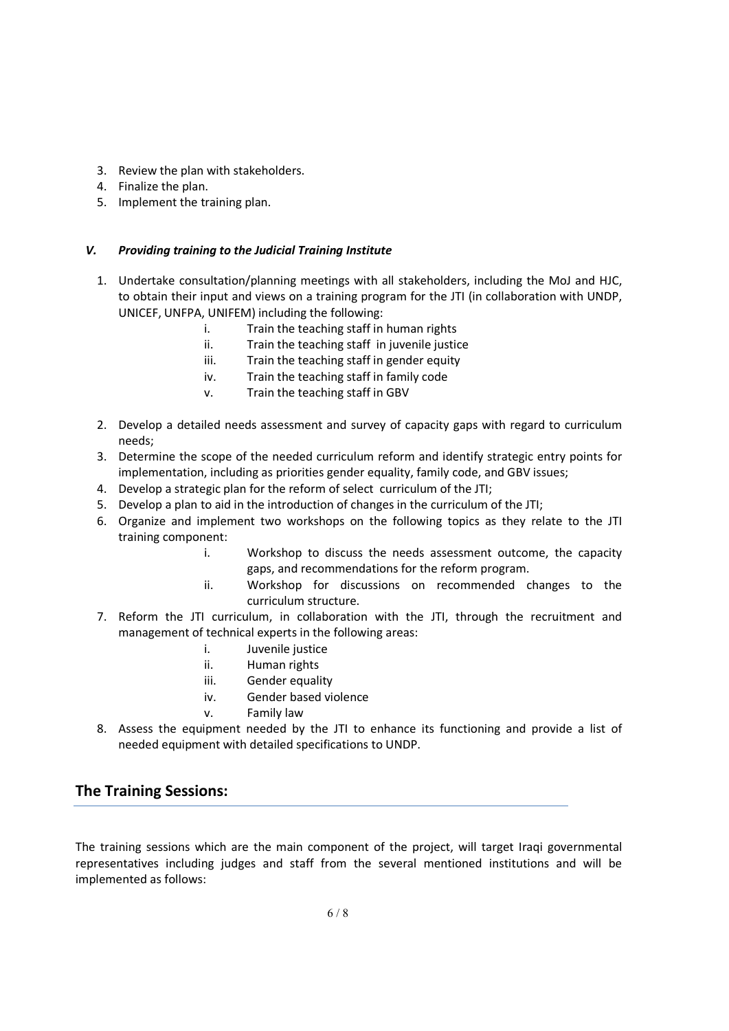3. Review the plan with stakeholders.
4. Finalize the plan.
5. Implement the training plan.

### *V. Providing training to the Judicial Training Institute*

1. Undertake consultation/planning meetings with all stakeholders, including the MoJ and HJC, to obtain their input and views on a training program for the JTI (in collaboration with UNDP, UNICEF, UNFPA, UNIFEM) including the following:
   - i. Train the teaching staff in human rights
   - ii. Train the teaching staff in juvenile justice
   - iii. Train the teaching staff in gender equity
   - iv. Train the teaching staff in family code
   - v. Train the teaching staff in GBV
2. Develop a detailed needs assessment and survey of capacity gaps with regard to curriculum needs;
3. Determine the scope of the needed curriculum reform and identify strategic entry points for implementation, including as priorities gender equality, family code, and GBV issues;
4. Develop a strategic plan for the reform of select curriculum of the JTI;
5. Develop a plan to aid in the introduction of changes in the curriculum of the JTI;
6. Organize and implement two workshops on the following topics as they relate to the JTI training component:
   - i. Workshop to discuss the needs assessment outcome, the capacity gaps, and recommendations for the reform program.
   - ii. Workshop for discussions on recommended changes to the curriculum structure.
7. Reform the JTI curriculum, in collaboration with the JTI, through the recruitment and management of technical experts in the following areas:
   - i. Juvenile justice
   - ii. Human rights
   - iii. Gender equality
   - iv. Gender based violence
   - v. Family law
8. Assess the equipment needed by the JTI to enhance its functioning and provide a list of needed equipment with detailed specifications to UNDP.

## The Training Sessions:

The training sessions which are the main component of the project, will target Iraqi governmental representatives including judges and staff from the several mentioned institutions and will be implemented as follows: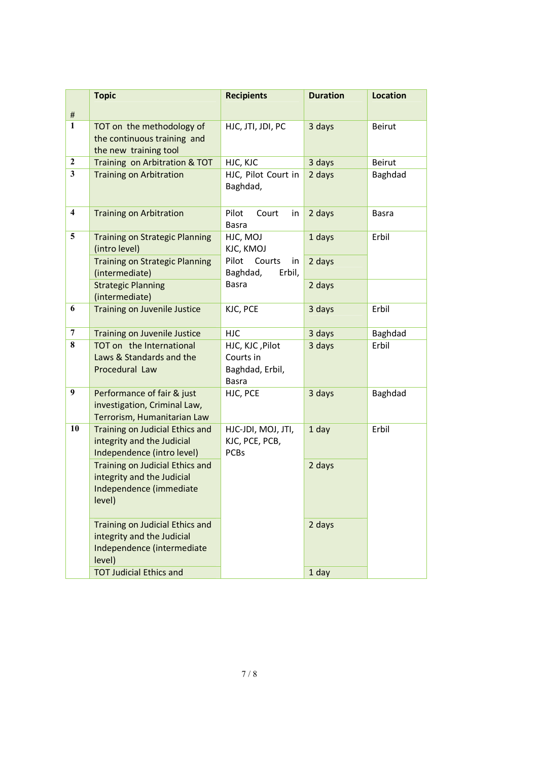| # | Topic | Recipients | Duration | Location |
|---|---|---|---|---|
| 1 | TOT on the methodology of the continuous training and the new training tool | HJC, JTI, JDI, PC | 3 days | Beirut |
| 2 | Training on Arbitration & TOT | HJC, KJC | 3 days | Beirut |
| 3 | Training on Arbitration | HJC, Pilot Court in Baghdad, | 2 days | Baghdad |
| 4 | Training on Arbitration | Pilot Court in Basra | 2 days | Basra |
| 5 | Training on Strategic Planning (intro level) | HJC, MOJ KJC, KMOJ Pilot Courts in Baghdad, Erbil, Basra | 1 days | Erbil |
| | Training on Strategic Planning (intermediate) | | 2 days | |
| | Strategic Planning (intermediate) | | 2 days | |
| 6 | Training on Juvenile Justice | KJC, PCE | 3 days | Erbil |
| 7 | Training on Juvenile Justice | HJC | 3 days | Baghdad |
| 8 | TOT on the International Laws & Standards and the Procedural Law | HJC, KJC ,Pilot Courts in Baghdad, Erbil, Basra | 3 days | Erbil |
| 9 | Performance of fair & just investigation, Criminal Law, Terrorism, Humanitarian Law | HJC, PCE | 3 days | Baghdad |
| 10 | Training on Judicial Ethics and integrity and the Judicial Independence (intro level) | HJC-JDI, MOJ, JTI, KJC, PCE, PCB, PCBs | 1 day | Erbil |
| | Training on Judicial Ethics and integrity and the Judicial Independence (immediate level) | | 2 days | |
| | Training on Judicial Ethics and integrity and the Judicial Independence (intermediate level) | | 2 days | |
| | TOT Judicial Ethics and | | 1 day | |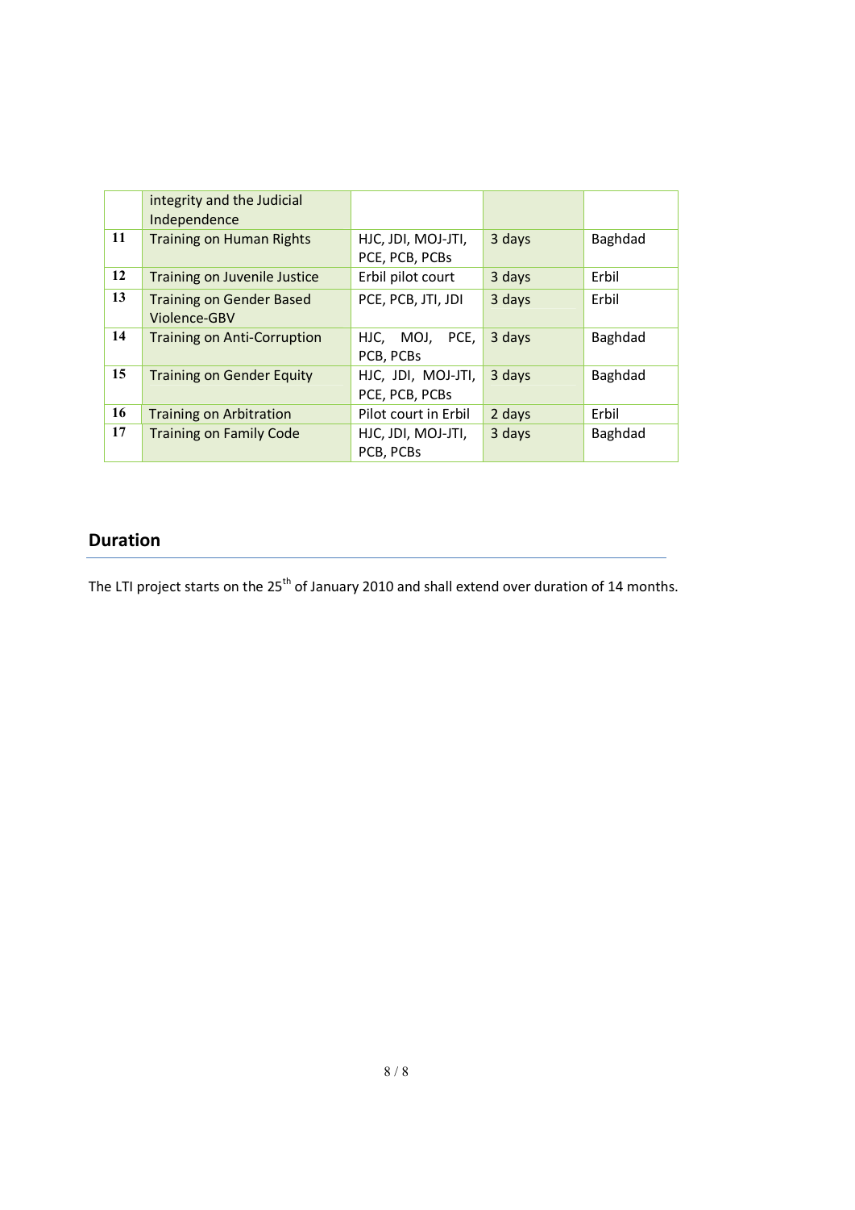| | | | | |
|---|---|---|---|---|
| | integrity and the Judicial Independence | | | |
| 11 | Training on Human Rights | HJC, JDI, MOJ-JTI, PCE, PCB, PCBs | 3 days | Baghdad |
| 12 | Training on Juvenile Justice | Erbil pilot court | 3 days | Erbil |
| 13 | Training on Gender Based Violence-GBV | PCE, PCB, JTI, JDI | 3 days | Erbil |
| 14 | Training on Anti-Corruption | HJC, MOJ, PCE, PCB, PCBs | 3 days | Baghdad |
| 15 | Training on Gender Equity | HJC, JDI, MOJ-JTI, PCE, PCB, PCBs | 3 days | Baghdad |
| 16 | Training on Arbitration | Pilot court in Erbil | 2 days | Erbil |
| 17 | Training on Family Code | HJC, JDI, MOJ-JTI, PCB, PCBs | 3 days | Baghdad |

## Duration

The LTI project starts on the 25th of January 2010 and shall extend over duration of 14 months.